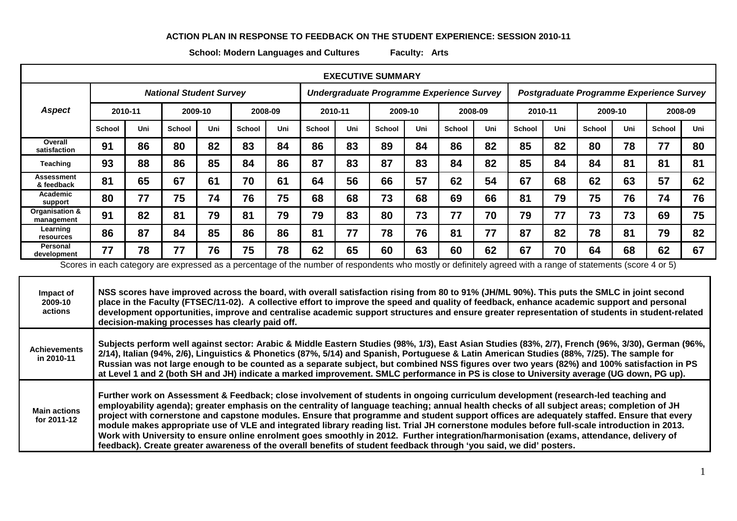**ACTION PLAN IN RESPONSE TO FEEDBACK ON THE STUDENT EXPERIENCE: SESSION 2010-11**

**School: Modern Languages and Cultures Faculty: Arts**

**EXECUTIVE SUMMARY**

| *Aspect* | *National Student Survey* | | | | | | *Undergraduate Programme Experience Survey* | | | | | | *Postgraduate Programme Experience Survey* | | | | | |
|---|---|---|---|---|---|---|---|---|---|---|---|---|---|---|---|---|---|---|
| | 2010-11 | | 2009-10 | | 2008-09 | | 2010-11 | | 2009-10 | | 2008-09 | | 2010-11 | | 2009-10 | | 2008-09 | |
| | School | Uni | School | Uni | School | Uni | School | Uni | School | Uni | School | Uni | School | Uni | School | Uni | School | Uni |
| Overall satisfaction | 91 | 86 | 80 | 82 | 83 | 84 | 86 | 83 | 89 | 84 | 86 | 82 | 85 | 82 | 80 | 78 | 77 | 80 |
| Teaching | 93 | 88 | 86 | 85 | 84 | 86 | 87 | 83 | 87 | 83 | 84 | 82 | 85 | 84 | 84 | 81 | 81 | 81 |
| Assessment & feedback | 81 | 65 | 67 | 61 | 70 | 61 | 64 | 56 | 66 | 57 | 62 | 54 | 67 | 68 | 62 | 63 | 57 | 62 |
| Academic support | 80 | 77 | 75 | 74 | 76 | 75 | 68 | 68 | 73 | 68 | 69 | 66 | 81 | 79 | 75 | 76 | 74 | 76 |
| Organisation & management | 91 | 82 | 81 | 79 | 81 | 79 | 79 | 83 | 80 | 73 | 77 | 70 | 79 | 77 | 73 | 73 | 69 | 75 |
| Learning resources | 86 | 87 | 84 | 85 | 86 | 86 | 81 | 77 | 78 | 76 | 81 | 77 | 87 | 82 | 78 | 81 | 79 | 82 |
| Personal development | 77 | 78 | 77 | 76 | 75 | 78 | 62 | 65 | 60 | 63 | 60 | 62 | 67 | 70 | 64 | 68 | 62 | 67 |

Scores in each category are expressed as a percentage of the number of respondents who mostly or definitely agreed with a range of statements (score 4 or 5)

| | |
|---|---|
| **Impact of 2009-10 actions** | **NSS scores have improved across the board, with overall satisfaction rising from 80 to 91% (JH/ML 90%). This puts the SMLC in joint second place in the Faculty (FTSEC/11-02). A collective effort to improve the speed and quality of feedback, enhance academic support and personal development opportunities, improve and centralise academic support structures and ensure greater representation of students in student-related decision-making processes has clearly paid off.** |
| **Achievements in 2010-11** | **Subjects perform well against sector: Arabic & Middle Eastern Studies (98%, 1/3), East Asian Studies (83%, 2/7), French (96%, 3/30), German (96%, 2/14), Italian (94%, 2/6), Linguistics & Phonetics (87%, 5/14) and Spanish, Portuguese & Latin American Studies (88%, 7/25). The sample for Russian was not large enough to be counted as a separate subject, but combined NSS figures over two years (82%) and 100% satisfaction in PS at Level 1 and 2 (both SH and JH) indicate a marked improvement. SMLC performance in PS is close to University average (UG down, PG up).** |
| **Main actions for 2011-12** | **Further work on Assessment & Feedback; close involvement of students in ongoing curriculum development (research-led teaching and employability agenda); greater emphasis on the centrality of language teaching; annual health checks of all subject areas; completion of JH project with cornerstone and capstone modules. Ensure that programme and student support offices are adequately staffed. Ensure that every module makes appropriate use of VLE and integrated library reading list. Trial JH cornerstone modules before full-scale introduction in 2013. Work with University to ensure online enrolment goes smoothly in 2012. Further integration/harmonisation (exams, attendance, delivery of feedback). Create greater awareness of the overall benefits of student feedback through 'you said, we did' posters.** |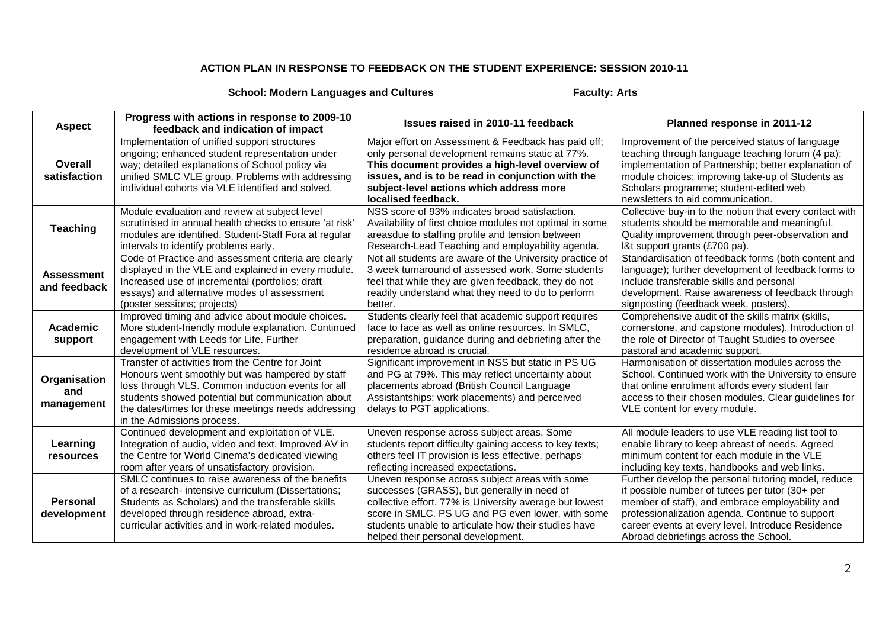**ACTION PLAN IN RESPONSE TO FEEDBACK ON THE STUDENT EXPERIENCE: SESSION 2010-11**

**School: Modern Languages and Cultures** **Faculty: Arts**

| Aspect | Progress with actions in response to 2009-10 feedback and indication of impact | Issues raised in 2010-11 feedback | Planned response in 2011-12 |
|---|---|---|---|
| **Overall satisfaction** | Implementation of unified support structures ongoing; enhanced student representation under way; detailed explanations of School policy via unified SMLC VLE group. Problems with addressing individual cohorts via VLE identified and solved. | Major effort on Assessment & Feedback has paid off; only personal development remains static at 77%. **This document provides a high-level overview of issues, and is to be read in conjunction with the subject-level actions which address more localised feedback.** | Improvement of the perceived status of language teaching through language teaching forum (4 pa); implementation of Partnership; better explanation of module choices; improving take-up of Students as Scholars programme; student-edited web newsletters to aid communication. |
| **Teaching** | Module evaluation and review at subject level scrutinised in annual health checks to ensure 'at risk' modules are identified. Student-Staff Fora at regular intervals to identify problems early. | NSS score of 93% indicates broad satisfaction. Availability of first choice modules not optimal in some areasdue to staffing profile and tension between Research-Lead Teaching and employability agenda. | Collective buy-in to the notion that every contact with students should be memorable and meaningful. Quality improvement through peer-observation and l&t support grants (£700 pa). |
| **Assessment and feedback** | Code of Practice and assessment criteria are clearly displayed in the VLE and explained in every module. Increased use of incremental (portfolios; draft essays) and alternative modes of assessment (poster sessions; projects) | Not all students are aware of the University practice of 3 week turnaround of assessed work. Some students feel that while they are given feedback, they do not readily understand what they need to do to perform better. | Standardisation of feedback forms (both content and language); further development of feedback forms to include transferable skills and personal development. Raise awareness of feedback through signposting (feedback week, posters). |
| **Academic support** | Improved timing and advice about module choices. More student-friendly module explanation. Continued engagement with Leeds for Life. Further development of VLE resources. | Students clearly feel that academic support requires face to face as well as online resources. In SMLC, preparation, guidance during and debriefing after the residence abroad is crucial. | Comprehensive audit of the skills matrix (skills, cornerstone, and capstone modules). Introduction of the role of Director of Taught Studies to oversee pastoral and academic support. |
| **Organisation and management** | Transfer of activities from the Centre for Joint Honours went smoothly but was hampered by staff loss through VLS. Common induction events for all students showed potential but communication about the dates/times for these meetings needs addressing in the Admissions process. | Significant improvement in NSS but static in PS UG and PG at 79%. This may reflect uncertainty about placements abroad (British Council Language Assistantships; work placements) and perceived delays to PGT applications. | Harmonisation of dissertation modules across the School. Continued work with the University to ensure that online enrolment affords every student fair access to their chosen modules. Clear guidelines for VLE content for every module. |
| **Learning resources** | Continued development and exploitation of VLE. Integration of audio, video and text. Improved AV in the Centre for World Cinema's dedicated viewing room after years of unsatisfactory provision. | Uneven response across subject areas. Some students report difficulty gaining access to key texts; others feel IT provision is less effective, perhaps reflecting increased expectations. | All module leaders to use VLE reading list tool to enable library to keep abreast of needs. Agreed minimum content for each module in the VLE including key texts, handbooks and web links. |
| **Personal development** | SMLC continues to raise awareness of the benefits of a research- intensive curriculum (Dissertations; Students as Scholars) and the transferable skills developed through residence abroad, extra-curricular activities and in work-related modules. | Uneven response across subject areas with some successes (GRASS), but generally in need of collective effort. 77% is University average but lowest score in SMLC. PS UG and PG even lower, with some students unable to articulate how their studies have helped their personal development. | Further develop the personal tutoring model, reduce if possible number of tutees per tutor (30+ per member of staff), and embrace employability and professionalization agenda. Continue to support career events at every level. Introduce Residence Abroad debriefings across the School. |